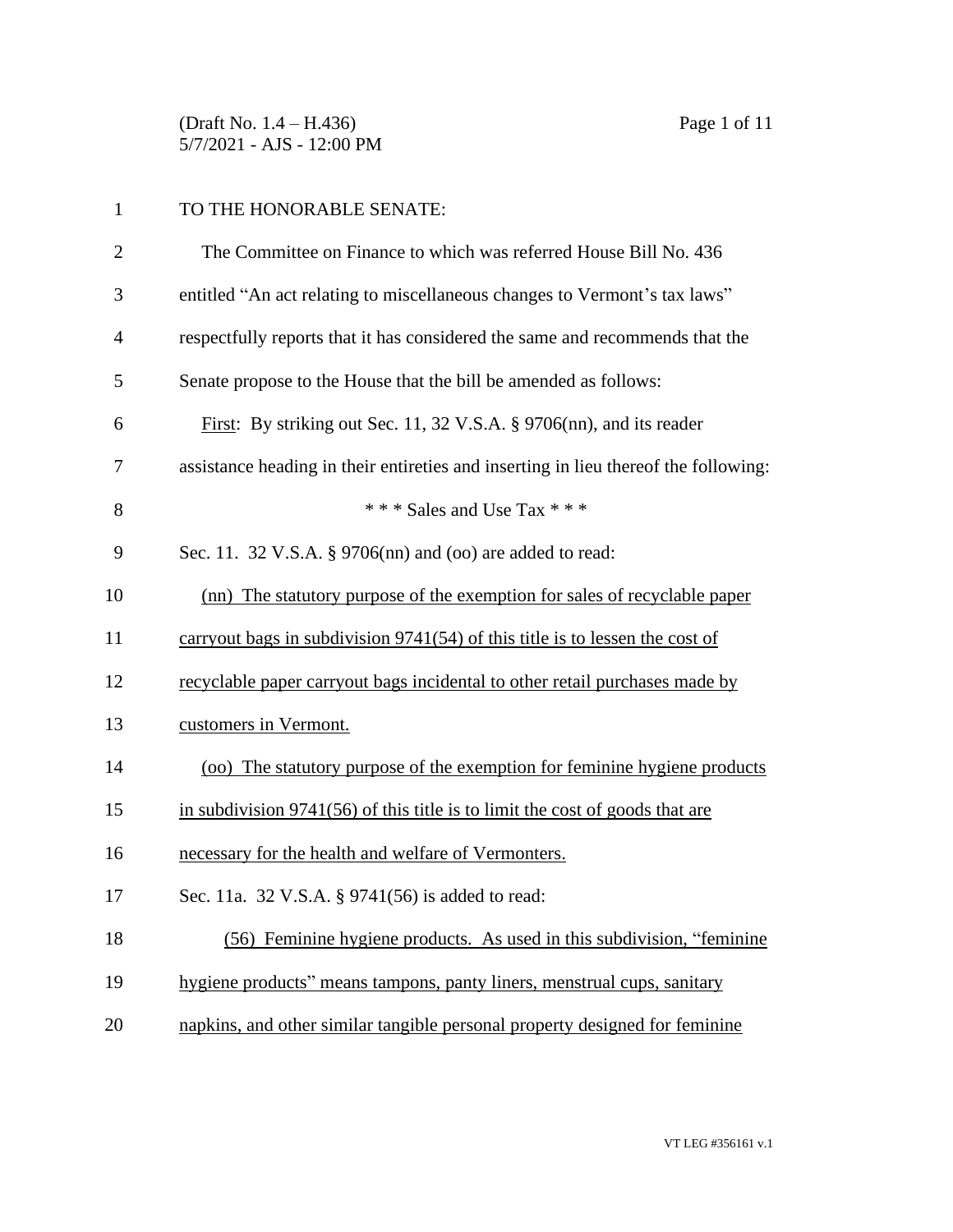TO THE HONORABLE SENATE:

The Committee on Finance to which was referred House Bill No. 436 entitled "An act relating to miscellaneous changes to Vermont's tax laws" respectfully reports that it has considered the same and recommends that the Senate propose to the House that the bill be amended as follows:

First: By striking out Sec. 11, 32 V.S.A. § 9706(nn), and its reader assistance heading in their entireties and inserting in lieu thereof the following:

\* \* \* Sales and Use Tax \* \* \*

Sec. 11. 32 V.S.A. § 9706(nn) and (oo) are added to read:

(nn) The statutory purpose of the exemption for sales of recyclable paper carryout bags in subdivision 9741(54) of this title is to lessen the cost of recyclable paper carryout bags incidental to other retail purchases made by customers in Vermont.

(oo) The statutory purpose of the exemption for feminine hygiene products in subdivision 9741(56) of this title is to limit the cost of goods that are necessary for the health and welfare of Vermonters.

Sec. 11a. 32 V.S.A. § 9741(56) is added to read:

(56) Feminine hygiene products. As used in this subdivision, "feminine hygiene products" means tampons, panty liners, menstrual cups, sanitary napkins, and other similar tangible personal property designed for feminine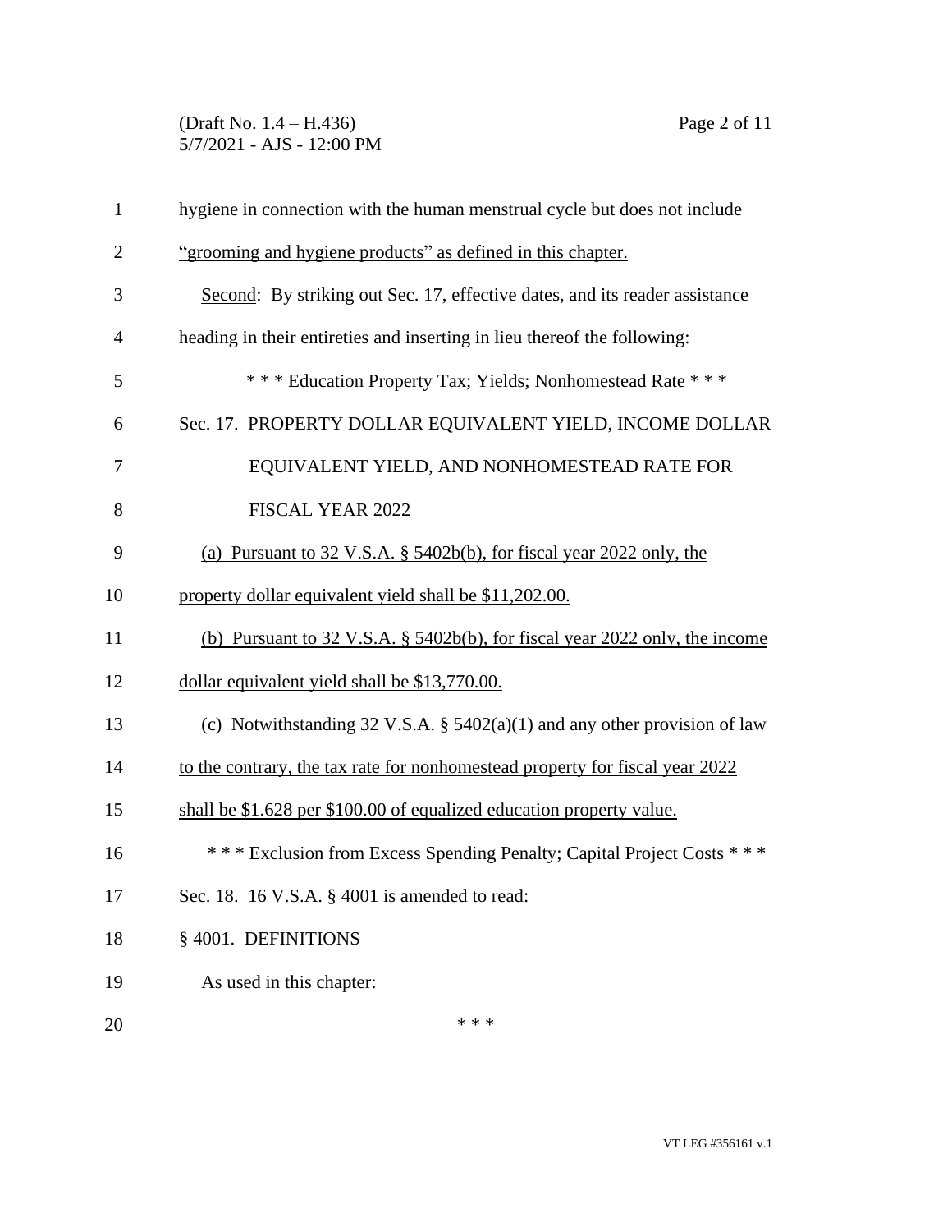hygiene in connection with the human menstrual cycle but does not include "grooming and hygiene products" as defined in this chapter.

Second: By striking out Sec. 17, effective dates, and its reader assistance heading in their entireties and inserting in lieu thereof the following:

\* \* \* Education Property Tax; Yields; Nonhomestead Rate \* \* \*

Sec. 17. PROPERTY DOLLAR EQUIVALENT YIELD, INCOME DOLLAR EQUIVALENT YIELD, AND NONHOMESTEAD RATE FOR FISCAL YEAR 2022

(a) Pursuant to 32 V.S.A. § 5402b(b), for fiscal year 2022 only, the property dollar equivalent yield shall be $11,202.00.

(b) Pursuant to 32 V.S.A. § 5402b(b), for fiscal year 2022 only, the income dollar equivalent yield shall be $13,770.00.

(c) Notwithstanding 32 V.S.A. § 5402(a)(1) and any other provision of law to the contrary, the tax rate for nonhomestead property for fiscal year 2022 shall be $1.628 per $100.00 of equalized education property value.

\* \* \* Exclusion from Excess Spending Penalty; Capital Project Costs \* \* \*

Sec. 18. 16 V.S.A. § 4001 is amended to read:

§ 4001. DEFINITIONS

As used in this chapter:

\* \* \*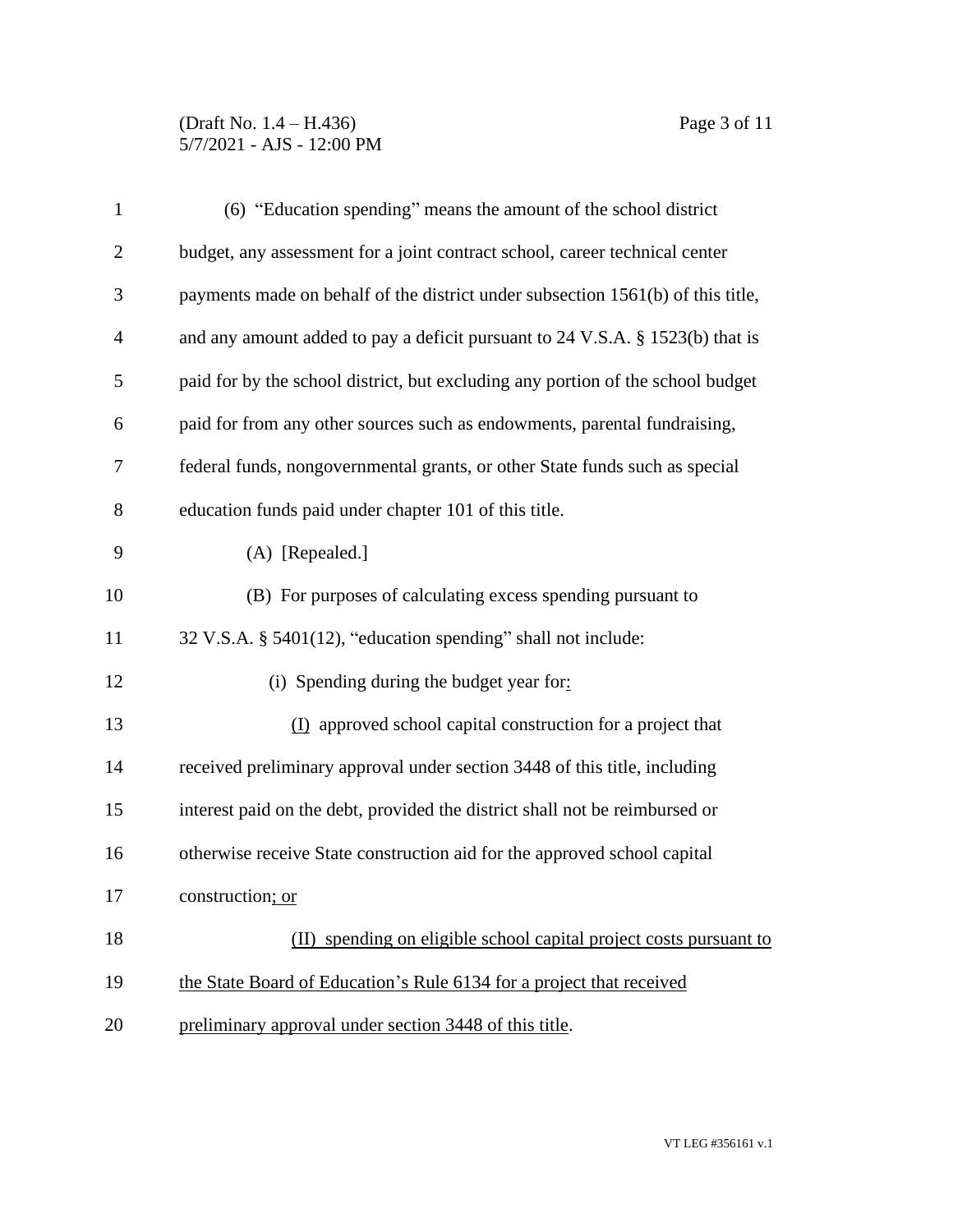(6) "Education spending" means the amount of the school district budget, any assessment for a joint contract school, career technical center payments made on behalf of the district under subsection 1561(b) of this title, and any amount added to pay a deficit pursuant to 24 V.S.A. § 1523(b) that is paid for by the school district, but excluding any portion of the school budget paid for from any other sources such as endowments, parental fundraising, federal funds, nongovernmental grants, or other State funds such as special education funds paid under chapter 101 of this title.

(A) [Repealed.]

(B) For purposes of calculating excess spending pursuant to 32 V.S.A. § 5401(12), "education spending" shall not include:

(i) Spending during the budget year for:

(I) approved school capital construction for a project that received preliminary approval under section 3448 of this title, including interest paid on the debt, provided the district shall not be reimbursed or otherwise receive State construction aid for the approved school capital construction; or

(II) spending on eligible school capital project costs pursuant to the State Board of Education's Rule 6134 for a project that received preliminary approval under section 3448 of this title.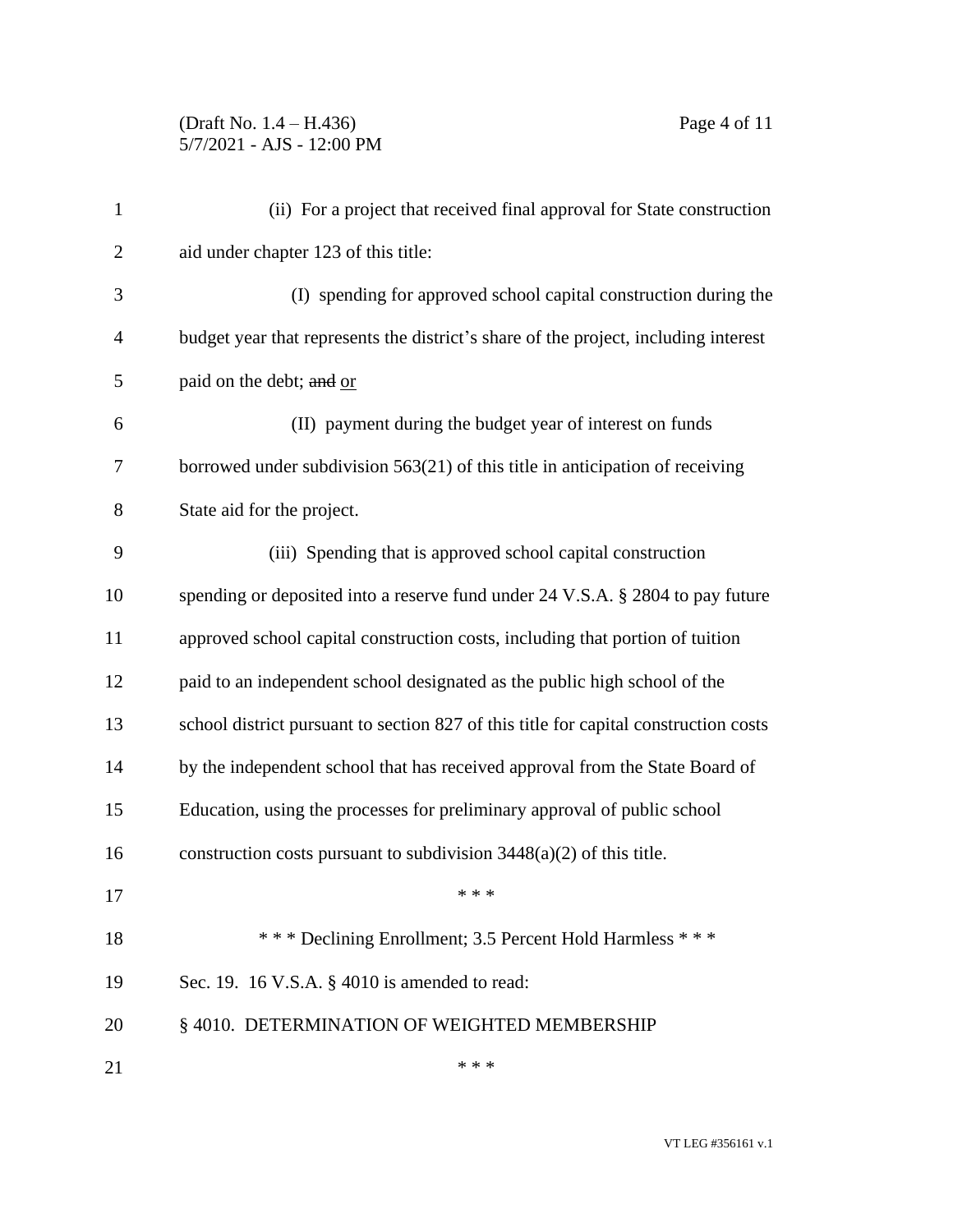(ii) For a project that received final approval for State construction aid under chapter 123 of this title:

(I) spending for approved school capital construction during the budget year that represents the district's share of the project, including interest paid on the debt; ~~and~~ <u>or</u>

(II) payment during the budget year of interest on funds borrowed under subdivision 563(21) of this title in anticipation of receiving State aid for the project.

(iii) Spending that is approved school capital construction spending or deposited into a reserve fund under 24 V.S.A. § 2804 to pay future approved school capital construction costs, including that portion of tuition paid to an independent school designated as the public high school of the school district pursuant to section 827 of this title for capital construction costs by the independent school that has received approval from the State Board of Education, using the processes for preliminary approval of public school construction costs pursuant to subdivision 3448(a)(2) of this title.

\* \* \*

\* \* \* Declining Enrollment; 3.5 Percent Hold Harmless \* \* \*

Sec. 19. 16 V.S.A. § 4010 is amended to read:

§ 4010. DETERMINATION OF WEIGHTED MEMBERSHIP

\* \* \*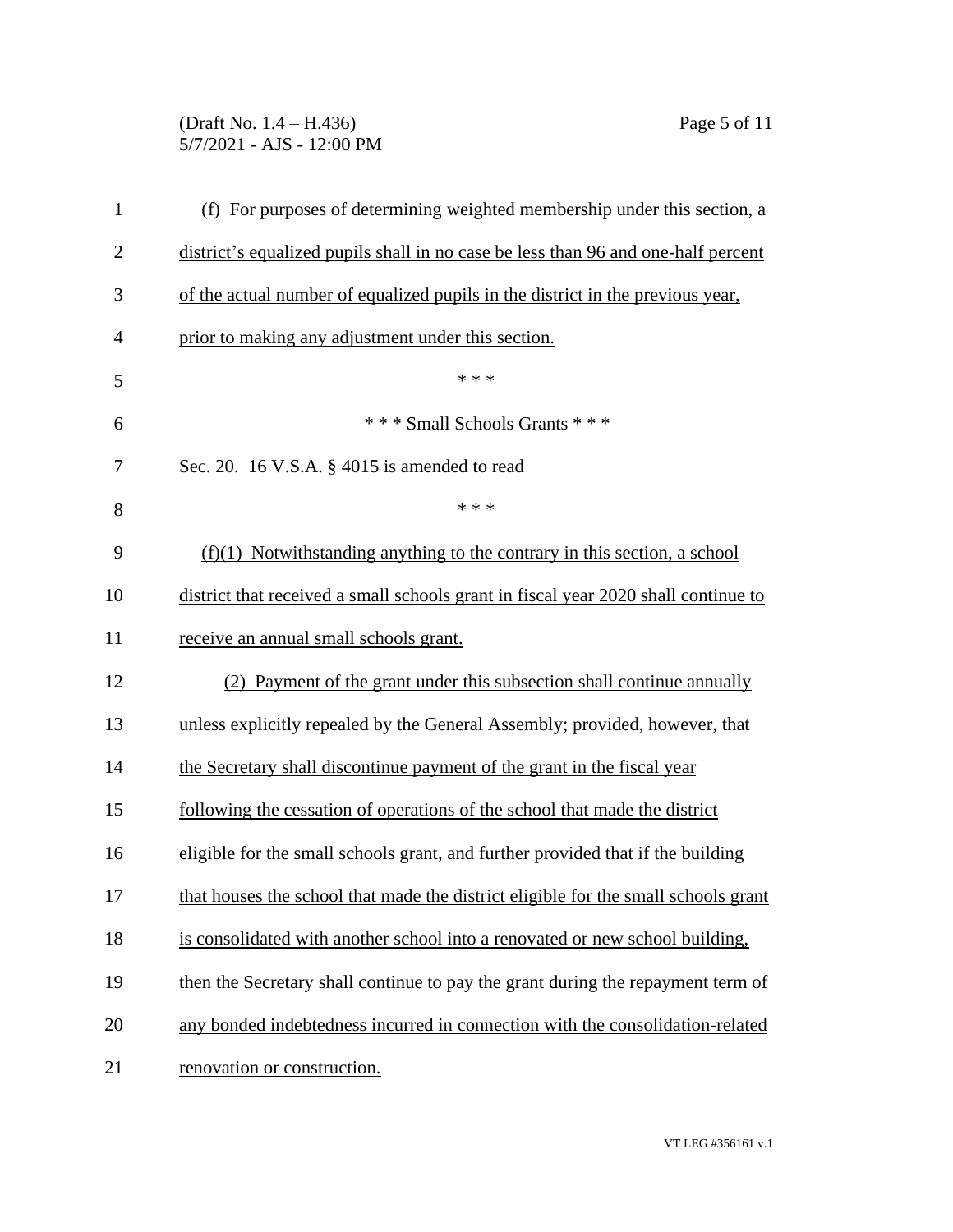(f) For purposes of determining weighted membership under this section, a district's equalized pupils shall in no case be less than 96 and one-half percent of the actual number of equalized pupils in the district in the previous year, prior to making any adjustment under this section.

\* \* \*

\* \* \* Small Schools Grants \* \* \*

Sec. 20. 16 V.S.A. § 4015 is amended to read

\* \* \*

(f)(1) Notwithstanding anything to the contrary in this section, a school district that received a small schools grant in fiscal year 2020 shall continue to receive an annual small schools grant.

(2) Payment of the grant under this subsection shall continue annually unless explicitly repealed by the General Assembly; provided, however, that the Secretary shall discontinue payment of the grant in the fiscal year following the cessation of operations of the school that made the district eligible for the small schools grant, and further provided that if the building that houses the school that made the district eligible for the small schools grant is consolidated with another school into a renovated or new school building, then the Secretary shall continue to pay the grant during the repayment term of any bonded indebtedness incurred in connection with the consolidation-related renovation or construction.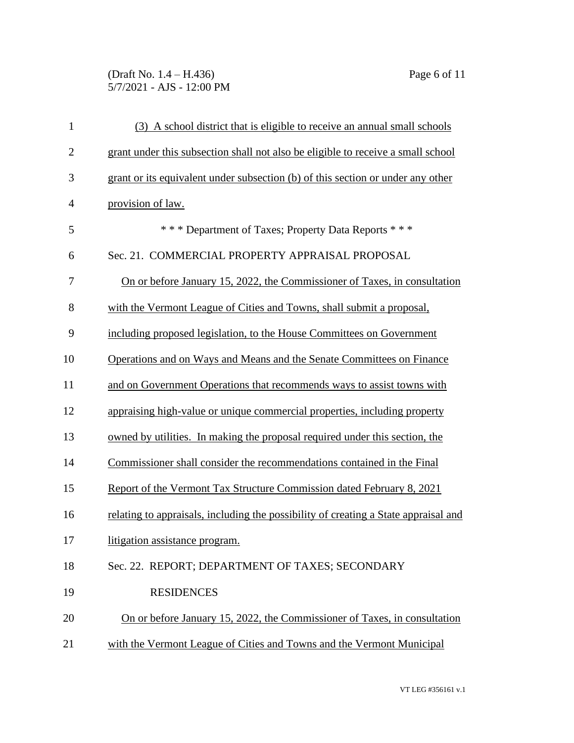(3) A school district that is eligible to receive an annual small schools grant under this subsection shall not also be eligible to receive a small school grant or its equivalent under subsection (b) of this section or under any other provision of law.

\* \* \* Department of Taxes; Property Data Reports \* \* \*

Sec. 21. COMMERCIAL PROPERTY APPRAISAL PROPOSAL

On or before January 15, 2022, the Commissioner of Taxes, in consultation with the Vermont League of Cities and Towns, shall submit a proposal, including proposed legislation, to the House Committees on Government Operations and on Ways and Means and the Senate Committees on Finance and on Government Operations that recommends ways to assist towns with appraising high-value or unique commercial properties, including property owned by utilities. In making the proposal required under this section, the Commissioner shall consider the recommendations contained in the Final Report of the Vermont Tax Structure Commission dated February 8, 2021 relating to appraisals, including the possibility of creating a State appraisal and litigation assistance program.

Sec. 22. REPORT; DEPARTMENT OF TAXES; SECONDARY RESIDENCES

On or before January 15, 2022, the Commissioner of Taxes, in consultation with the Vermont League of Cities and Towns and the Vermont Municipal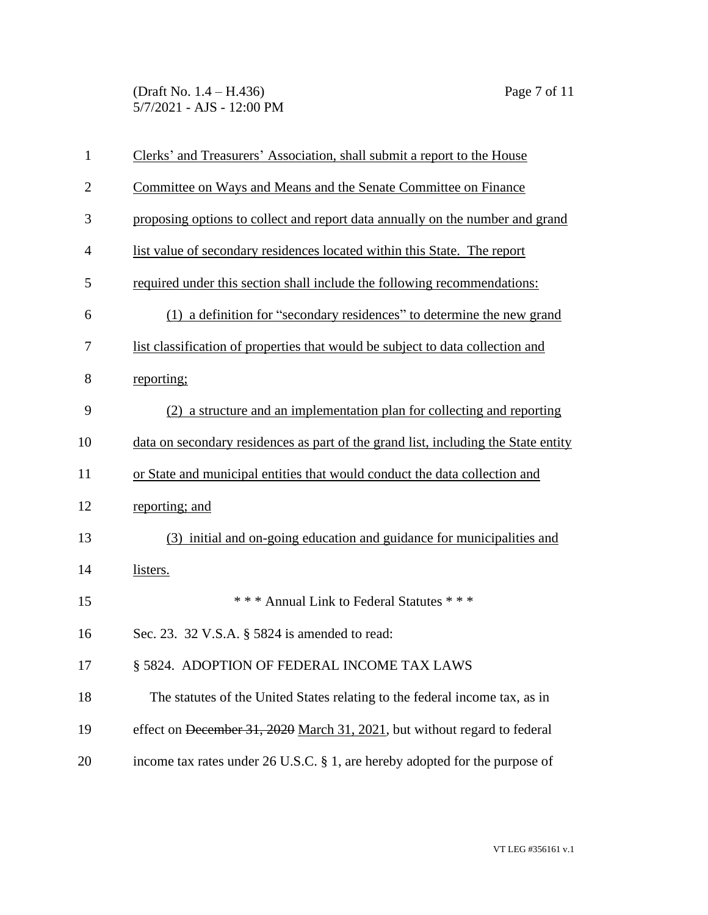Clerks' and Treasurers' Association, shall submit a report to the House Committee on Ways and Means and the Senate Committee on Finance proposing options to collect and report data annually on the number and grand list value of secondary residences located within this State. The report required under this section shall include the following recommendations:

(1) a definition for "secondary residences" to determine the new grand list classification of properties that would be subject to data collection and reporting;

(2) a structure and an implementation plan for collecting and reporting data on secondary residences as part of the grand list, including the State entity or State and municipal entities that would conduct the data collection and reporting; and

(3) initial and on-going education and guidance for municipalities and listers.

\* \* \* Annual Link to Federal Statutes \* \* \*

Sec. 23. 32 V.S.A. § 5824 is amended to read:

§ 5824. ADOPTION OF FEDERAL INCOME TAX LAWS

The statutes of the United States relating to the federal income tax, as in effect on ~~December 31, 2020~~ March 31, 2021, but without regard to federal income tax rates under 26 U.S.C. § 1, are hereby adopted for the purpose of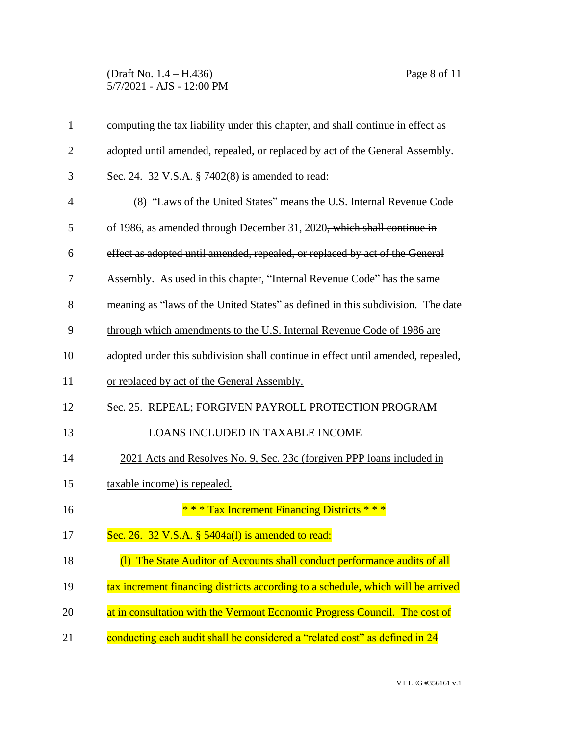computing the tax liability under this chapter, and shall continue in effect as adopted until amended, repealed, or replaced by act of the General Assembly.

Sec. 24. 32 V.S.A. § 7402(8) is amended to read:

(8) "Laws of the United States" means the U.S. Internal Revenue Code of 1986, as amended through December 31, 2020~~, which shall continue in effect as adopted until amended, repealed, or replaced by act of the General Assembly~~. As used in this chapter, "Internal Revenue Code" has the same meaning as "laws of the United States" as defined in this subdivision. <u>The date through which amendments to the U.S. Internal Revenue Code of 1986 are adopted under this subdivision shall continue in effect until amended, repealed, or replaced by act of the General Assembly.</u>

Sec. 25. REPEAL; FORGIVEN PAYROLL PROTECTION PROGRAM LOANS INCLUDED IN TAXABLE INCOME

<u>2021 Acts and Resolves No. 9, Sec. 23c (forgiven PPP loans included in taxable income) is repealed.</u>

\* \* \* Tax Increment Financing Districts \* \* \*

Sec. 26. 32 V.S.A. § 5404a(l) is amended to read:

(l) The State Auditor of Accounts shall conduct performance audits of all tax increment financing districts according to a schedule, which will be arrived at in consultation with the Vermont Economic Progress Council. The cost of conducting each audit shall be considered a "related cost" as defined in 24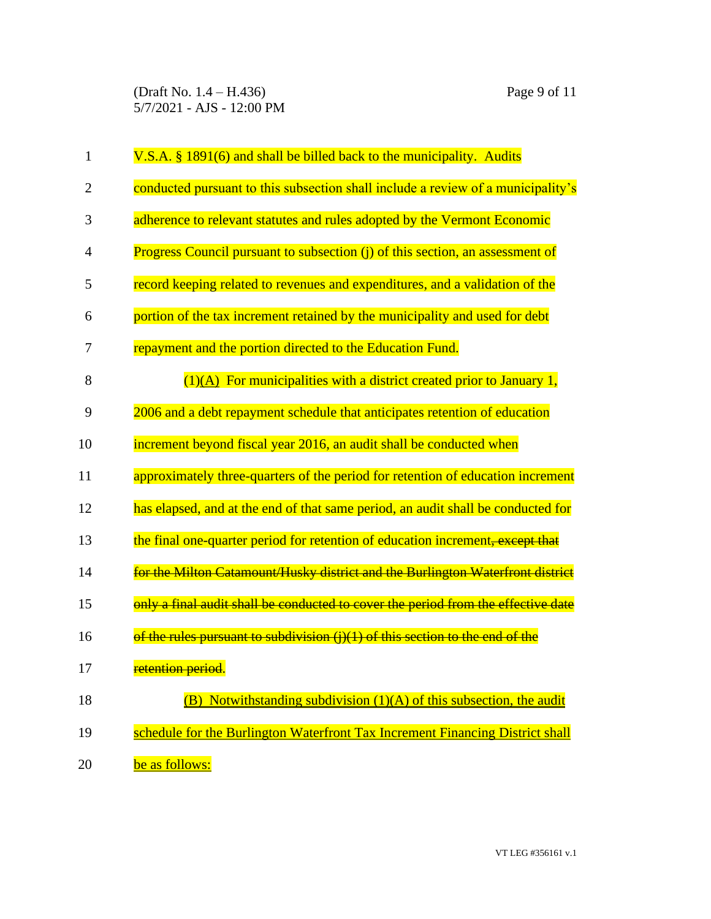V.S.A. § 1891(6) and shall be billed back to the municipality. Audits conducted pursuant to this subsection shall include a review of a municipality's adherence to relevant statutes and rules adopted by the Vermont Economic Progress Council pursuant to subsection (j) of this section, an assessment of record keeping related to revenues and expenditures, and a validation of the portion of the tax increment retained by the municipality and used for debt repayment and the portion directed to the Education Fund.

(1)<u>(A)</u> For municipalities with a district created prior to January 1, 2006 and a debt repayment schedule that anticipates retention of education increment beyond fiscal year 2016, an audit shall be conducted when approximately three-quarters of the period for retention of education increment has elapsed, and at the end of that same period, an audit shall be conducted for the final one-quarter period for retention of education increment~~, except that for the Milton Catamount/Husky district and the Burlington Waterfront district only a final audit shall be conducted to cover the period from the effective date of the rules pursuant to subdivision (j)(1) of this section to the end of the retention period~~.

<u>(B) Notwithstanding subdivision (1)(A) of this subsection, the audit schedule for the Burlington Waterfront Tax Increment Financing District shall be as follows:</u>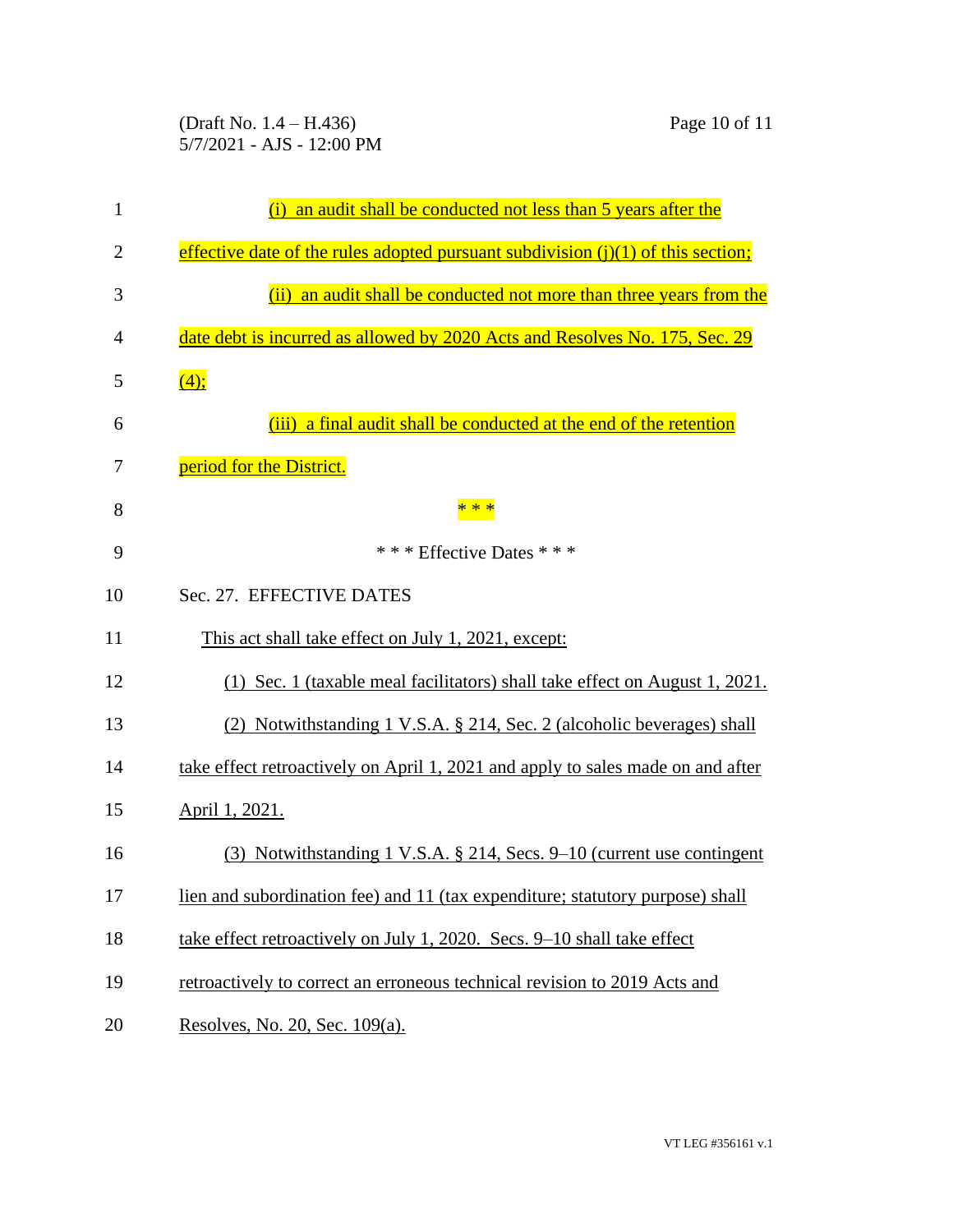(i) an audit shall be conducted not less than 5 years after the effective date of the rules adopted pursuant subdivision (j)(1) of this section;

(ii) an audit shall be conducted not more than three years from the date debt is incurred as allowed by 2020 Acts and Resolves No. 175, Sec. 29 (4);

(iii) a final audit shall be conducted at the end of the retention period for the District.

\* \* \*

\* \* \* Effective Dates \* \* \*

Sec. 27. EFFECTIVE DATES

This act shall take effect on July 1, 2021, except:

(1) Sec. 1 (taxable meal facilitators) shall take effect on August 1, 2021.

(2) Notwithstanding 1 V.S.A. § 214, Sec. 2 (alcoholic beverages) shall take effect retroactively on April 1, 2021 and apply to sales made on and after April 1, 2021.

(3) Notwithstanding 1 V.S.A. § 214, Secs. 9–10 (current use contingent lien and subordination fee) and 11 (tax expenditure; statutory purpose) shall take effect retroactively on July 1, 2020. Secs. 9–10 shall take effect retroactively to correct an erroneous technical revision to 2019 Acts and Resolves, No. 20, Sec. 109(a).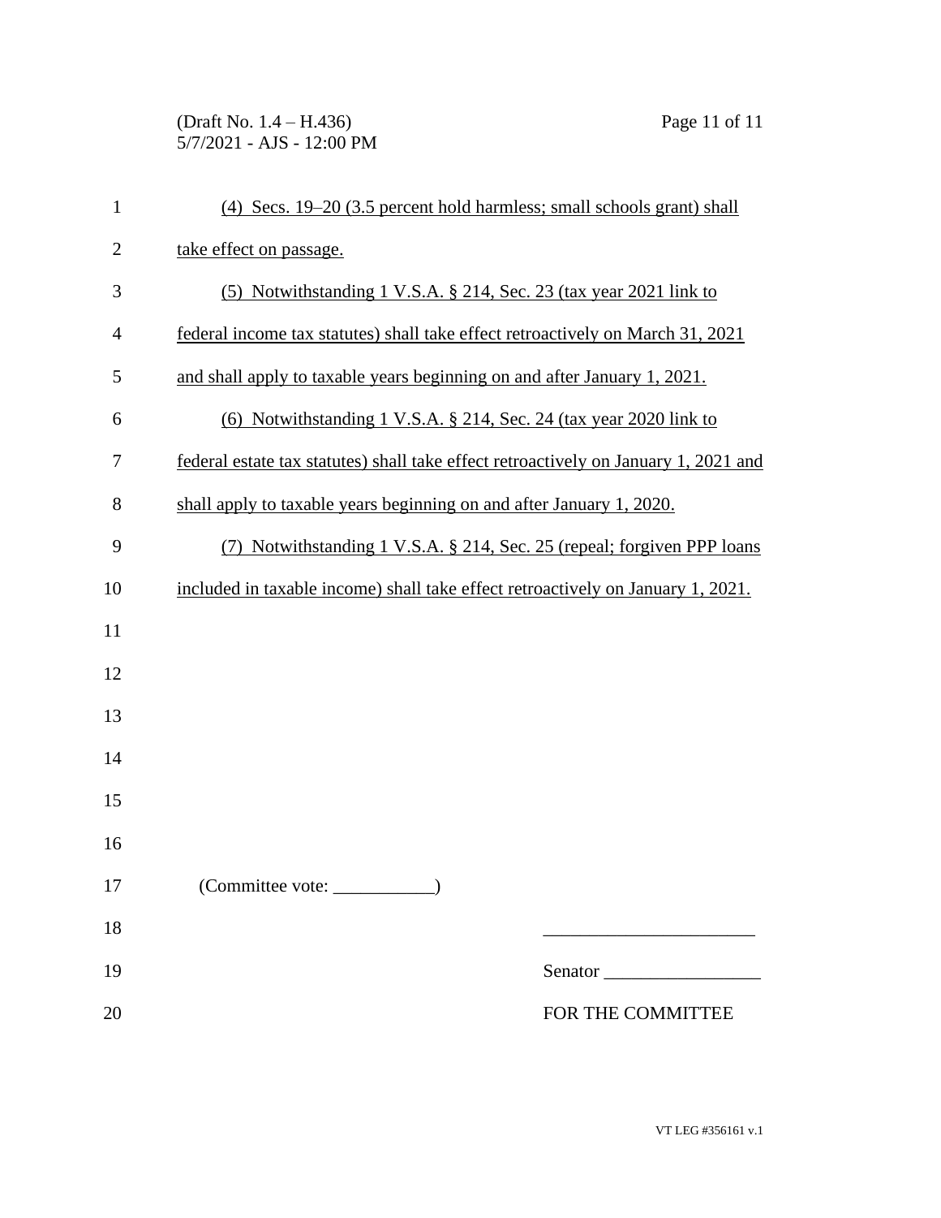(4) Secs. 19–20 (3.5 percent hold harmless; small schools grant) shall take effect on passage.

(5) Notwithstanding 1 V.S.A. § 214, Sec. 23 (tax year 2021 link to federal income tax statutes) shall take effect retroactively on March 31, 2021 and shall apply to taxable years beginning on and after January 1, 2021.

(6) Notwithstanding 1 V.S.A. § 214, Sec. 24 (tax year 2020 link to federal estate tax statutes) shall take effect retroactively on January 1, 2021 and shall apply to taxable years beginning on and after January 1, 2020.

(7) Notwithstanding 1 V.S.A. § 214, Sec. 25 (repeal; forgiven PPP loans included in taxable income) shall take effect retroactively on January 1, 2021.

(Committee vote: ___________)

_______________________

Senator _________________

FOR THE COMMITTEE